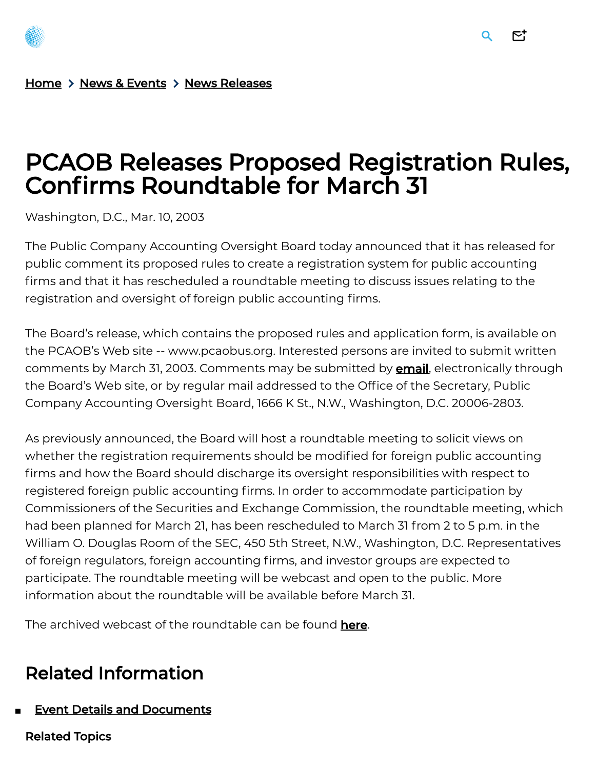Home > News & Events > News Releases

# PCAOB Releases Proposed Registration Rules, Confirms Roundtable for March 31

Washington, D.C., Mar. 10, 2003

The Public Company Accounting Oversight Board today announced that it has released for public comment its proposed rules to create a registration system for public accounting firms and that it has rescheduled a roundtable meeting to discuss issues relating to the registration and oversight of foreign public accounting firms.

The Board's release, which contains the proposed rules and application form, is available on the PCAOB's Web site -- www.pcaobus.org. Interested persons are invited to submit written comments by March 31, 2003. Comments may be submitted by **email**, electronically through the Board's Web site, or by regular mail addressed to the Office of the Secretary, Public Company Accounting Oversight Board, 1666 K St., N.W., Washington, D.C. 20006-2803.

As previously announced, the Board will host a roundtable meeting to solicit views on whether the registration requirements should be modified for foreign public accounting firms and how the Board should discharge its oversight responsibilities with respect to registered foreign public accounting firms. In order to accommodate participation by Commissioners of the Securities and Exchange Commission, the roundtable meeting, which had been planned for March 21, has been rescheduled to March 31 from 2 to 5 p.m. in the William O. Douglas Room of the SEC, 450 5th Street, N.W., Washington, D.C. Representatives of foreign regulators, foreign accounting firms, and investor groups are expected to participate. The roundtable meeting will be webcast and open to the public. More information about the roundtable will be available before March 31.

The archived webcast of the roundtable can be found **here**.

## Related Information

- **Event Details and Documents**

**Related Topics**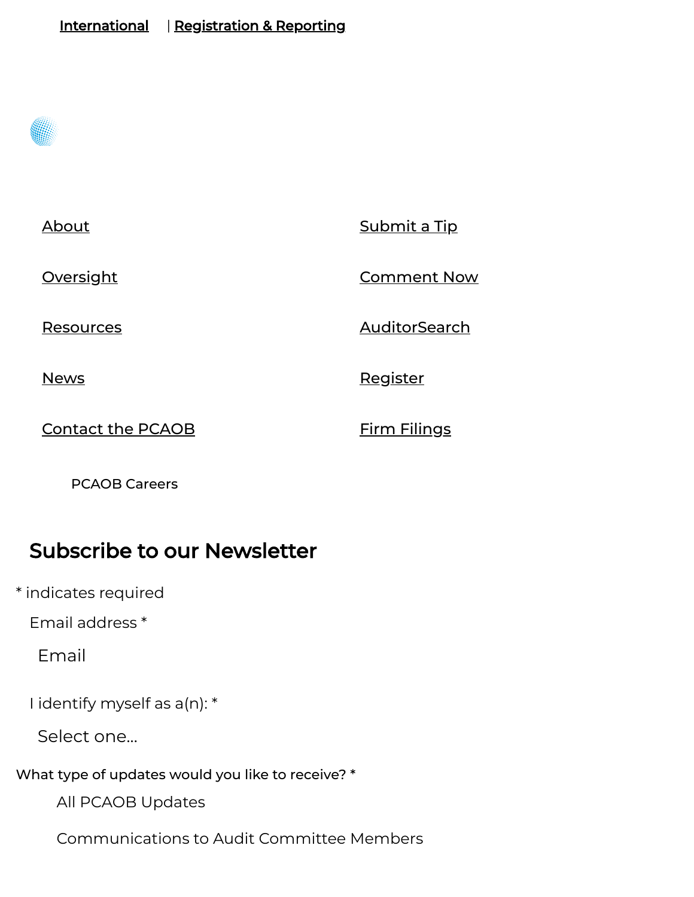[International](#) | [Registration & Reporting](#)

[About](#)

[Oversight](#)

[Resources](#)

[News](#)

[Contact the PCAOB](#)

[Submit a Tip](#)

[Comment Now](#)

[AuditorSearch](#)

[Register](#)

[Firm Filings](#)

PCAOB Careers

## Subscribe to our Newsletter

* indicates required

Email address *

Email

I identify myself as a(n): *

Select one...

What type of updates would you like to receive? *

All PCAOB Updates

Communications to Audit Committee Members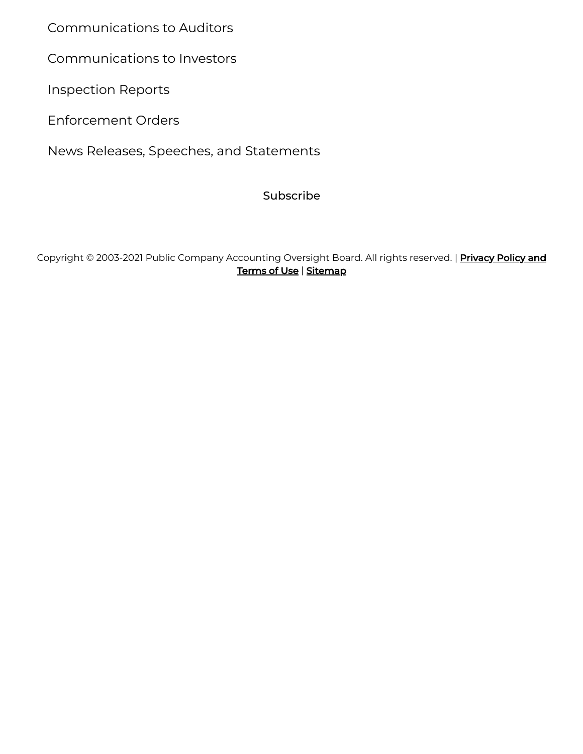Communications to Auditors

Communications to Investors

Inspection Reports

Enforcement Orders

News Releases, Speeches, and Statements

Subscribe

Copyright © 2003-2021 Public Company Accounting Oversight Board. All rights reserved. | **Privacy Policy and Terms of Use** | **Sitemap**